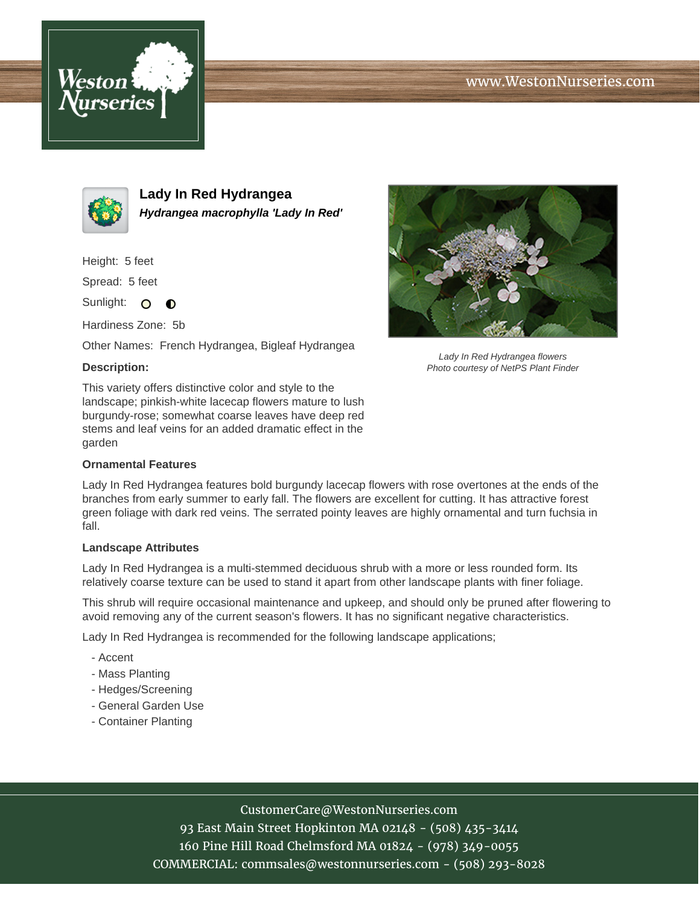# Lady In Red Hydrangea

***Hydrangea macrophylla 'Lady In Red'***

Height: 5 feet

Spread: 5 feet

Sunlight: ○ ◐

Hardiness Zone: 5b

Other Names: French Hydrangea, Bigleaf Hydrangea

*Lady In Red Hydrangea flowers*
*Photo courtesy of NetPS Plant Finder*

### Description:

This variety offers distinctive color and style to the landscape; pinkish-white lacecap flowers mature to lush burgundy-rose; somewhat coarse leaves have deep red stems and leaf veins for an added dramatic effect in the garden

### Ornamental Features

Lady In Red Hydrangea features bold burgundy lacecap flowers with rose overtones at the ends of the branches from early summer to early fall. The flowers are excellent for cutting. It has attractive forest green foliage with dark red veins. The serrated pointy leaves are highly ornamental and turn fuchsia in fall.

### Landscape Attributes

Lady In Red Hydrangea is a multi-stemmed deciduous shrub with a more or less rounded form. Its relatively coarse texture can be used to stand it apart from other landscape plants with finer foliage.

This shrub will require occasional maintenance and upkeep, and should only be pruned after flowering to avoid removing any of the current season's flowers. It has no significant negative characteristics.

Lady In Red Hydrangea is recommended for the following landscape applications;

- Accent
- Mass Planting
- Hedges/Screening
- General Garden Use
- Container Planting

CustomerCare@WestonNurseries.com
93 East Main Street Hopkinton MA 02148 - (508) 435-3414
160 Pine Hill Road Chelmsford MA 01824 - (978) 349-0055
COMMERCIAL: commsales@westonnurseries.com - (508) 293-8028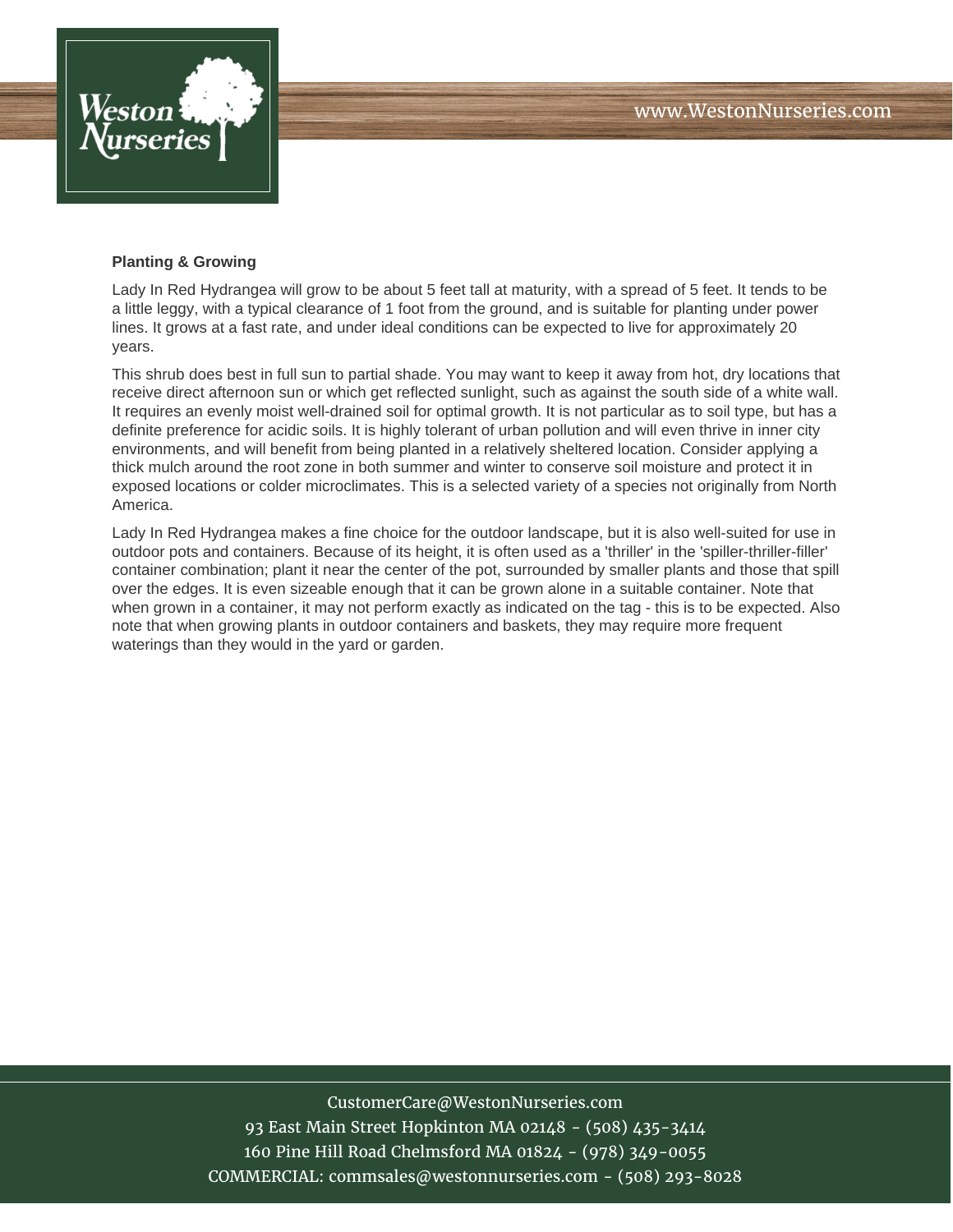**Planting & Growing**

Lady In Red Hydrangea will grow to be about 5 feet tall at maturity, with a spread of 5 feet. It tends to be a little leggy, with a typical clearance of 1 foot from the ground, and is suitable for planting under power lines. It grows at a fast rate, and under ideal conditions can be expected to live for approximately 20 years.

This shrub does best in full sun to partial shade. You may want to keep it away from hot, dry locations that receive direct afternoon sun or which get reflected sunlight, such as against the south side of a white wall. It requires an evenly moist well-drained soil for optimal growth. It is not particular as to soil type, but has a definite preference for acidic soils. It is highly tolerant of urban pollution and will even thrive in inner city environments, and will benefit from being planted in a relatively sheltered location. Consider applying a thick mulch around the root zone in both summer and winter to conserve soil moisture and protect it in exposed locations or colder microclimates. This is a selected variety of a species not originally from North America.

Lady In Red Hydrangea makes a fine choice for the outdoor landscape, but it is also well-suited for use in outdoor pots and containers. Because of its height, it is often used as a 'thriller' in the 'spiller-thriller-filler' container combination; plant it near the center of the pot, surrounded by smaller plants and those that spill over the edges. It is even sizeable enough that it can be grown alone in a suitable container. Note that when grown in a container, it may not perform exactly as indicated on the tag - this is to be expected. Also note that when growing plants in outdoor containers and baskets, they may require more frequent waterings than they would in the yard or garden.